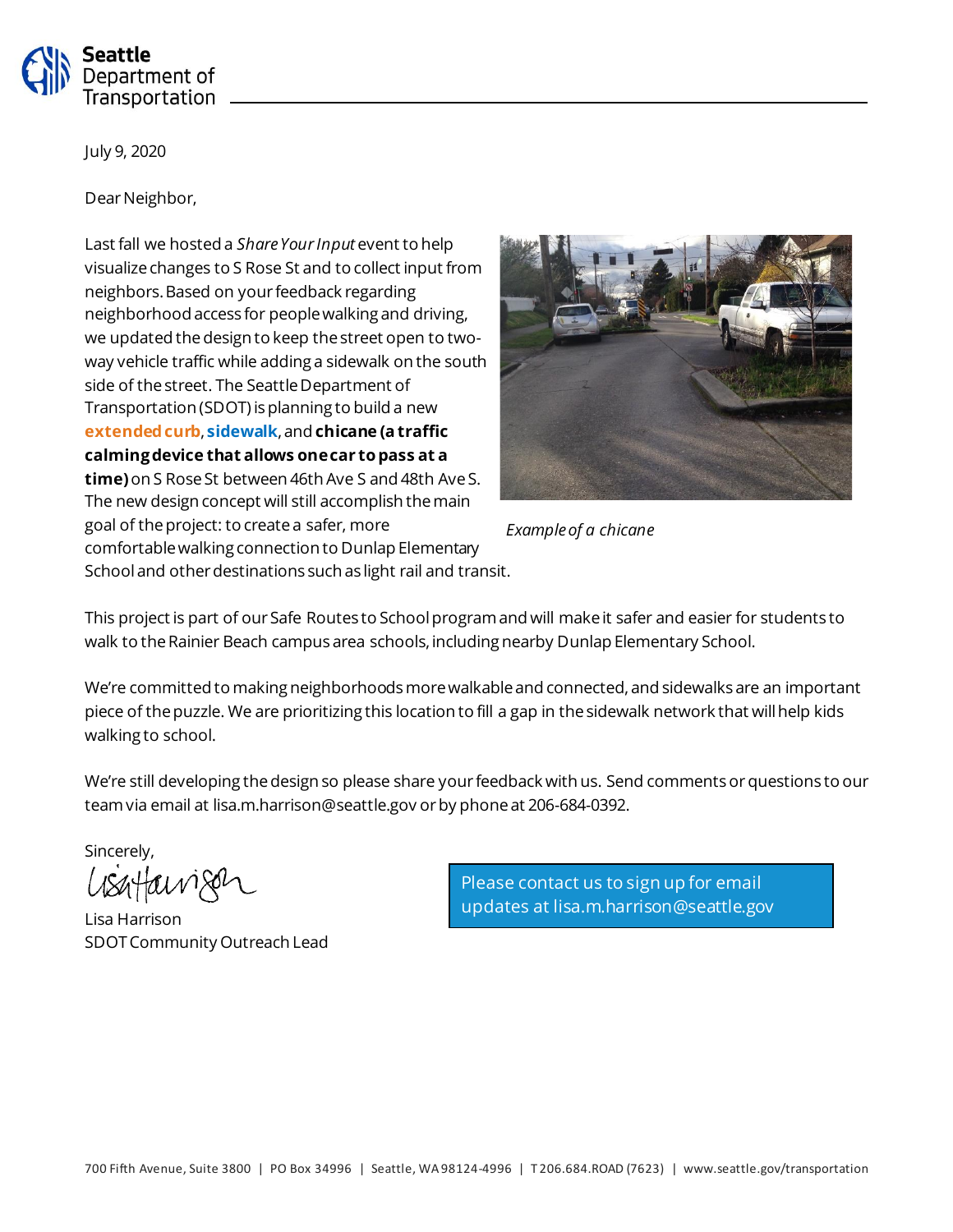**Seattle Department of Transportation**

July 9, 2020

Dear Neighbor,

Last fall we hosted a *Share Your Input* event to help visualize changes to S Rose St and to collect input from neighbors. Based on your feedback regarding neighborhood access for people walking and driving, we updated the design to keep the street open to two-way vehicle traffic while adding a sidewalk on the south side of the street. The Seattle Department of Transportation (SDOT) is planning to build a new **extended curb**, **sidewalk**, and **chicane (a traffic calming device that allows one car to pass at a time)** on S Rose St between 46th Ave S and 48th Ave S. The new design concept will still accomplish the main goal of the project: to create a safer, more comfortable walking connection to Dunlap Elementary School and other destinations such as light rail and transit.

*Example of a chicane*

This project is part of our Safe Routes to School program and will make it safer and easier for students to walk to the Rainier Beach campus area schools, including nearby Dunlap Elementary School.

We're committed to making neighborhoods more walkable and connected, and sidewalks are an important piece of the puzzle. We are prioritizing this location to fill a gap in the sidewalk network that will help kids walking to school.

We're still developing the design so please share your feedback with us. Send comments or questions to our team via email at lisa.m.harrison@seattle.gov or by phone at 206-684-0392.

Sincerely,

Lisa Harrison
SDOT Community Outreach Lead

Please contact us to sign up for email updates at lisa.m.harrison@seattle.gov

700 Fifth Avenue, Suite 3800 | PO Box 34996 | Seattle, WA 98124-4996 | T 206.684.ROAD (7623) | www.seattle.gov/transportation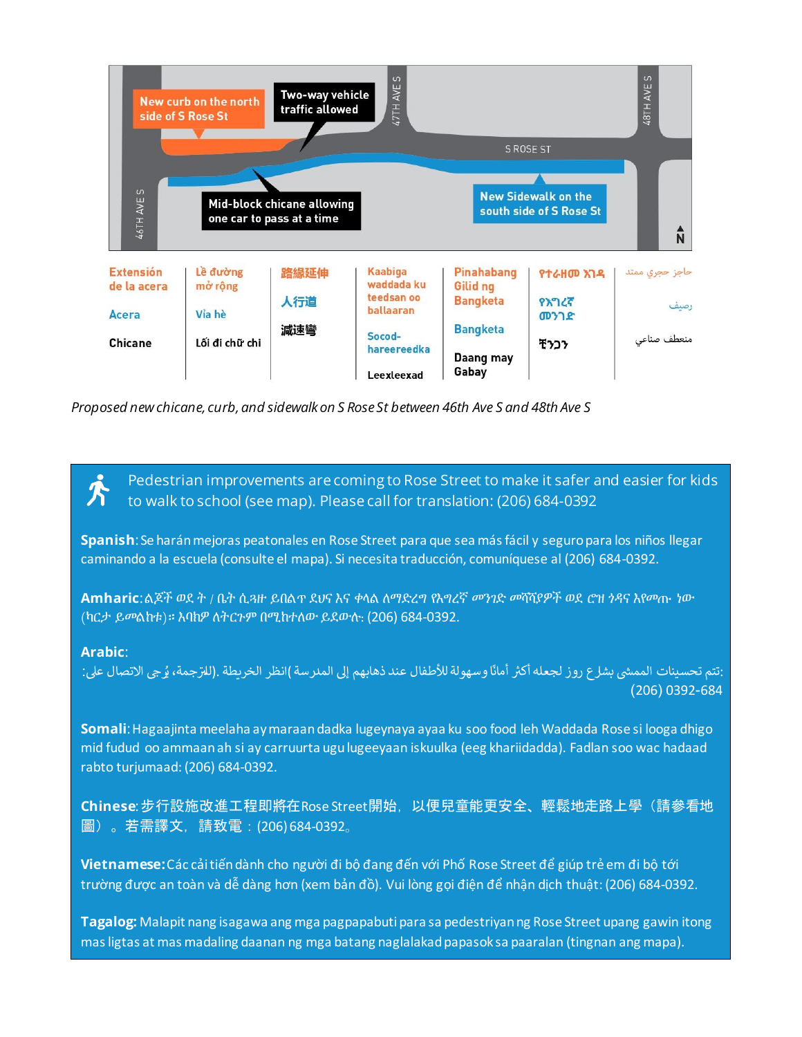New curb on the north side of S Rose St

Two-way vehicle traffic allowed

47TH AVE S

48TH AVE S

S ROSE ST

46TH AVE S

Mid-block chicane allowing one car to pass at a time

New Sidewalk on the south side of S Rose St

N

| | | | | | | |
|---|---|---|---|---|---|---|
| Extensión de la acera | Lề đường mở rộng | 路緣延伸 | Kaabiga waddada ku teedsan oo ballaaran | Pinahabang Gilid ng Bangketa | የተራዘመ ጎዳና | حاجز حجري ممتد |
| Acera | Vỉa hè | 人行道 | Socod-hareereedka | Bangketa | የእግረኛ መንገድ | رصيف |
| Chicane | Lối đi chữ chi | 減速彎 | Leexleexad | Daang may Gabay | ቺንጋን | منعطف صناعي |

*Proposed new chicane, curb, and sidewalk on S Rose St between 46th Ave S and 48th Ave S*

Pedestrian improvements are coming to Rose Street to make it safer and easier for kids to walk to school (see map). Please call for translation: (206) 684-0392

**Spanish**: Se harán mejoras peatonales en Rose Street para que sea más fácil y seguro para los niños llegar caminando a la escuela (consulte el mapa). Si necesita traducción, comuníquese al (206) 684-0392.

**Amharic**: ልጆች ወደ ት / ቤት ሲጓዙ ይበልጥ ደህና እና ቀላል ለማድረግ የእግረኛ መንገድ መሻሻያዎች ወደ ሮዝ ጎዳና እየመጡ ነው (ካርታ ይመልከቱ)። እባክዎ ለትርጉም በሚከተለው ይደውሉ: (206) 684-0392.

**Arabic**:
تتم تحسينات الممشى بشارع روز لجعله أكثر أمانًا وسهولة للأطفال عند ذهابهم إلى المدرسة (انظر الخريطة). للترجمة، يُرجى الاتصال على: (206) 0392-684

**Somali**: Hagaajinta meelaha ay maraan dadka lugeynaya ayaa ku soo food leh Waddada Rose si looga dhigo mid fudud oo ammaan ah si ay carruurta ugu lugeeyaan iskuulka (eeg khariidadda). Fadlan soo wac hadaad rabto turjumaad: (206) 684-0392.

**Chinese**: 步行設施改進工程即將在Rose Street開始，以便兒童能更安全、輕鬆地走路上學（請參看地圖）。若需譯文，請致電：(206) 684-0392。

**Vietnamese:** Các cải tiến dành cho người đi bộ đang đến với Phố Rose Street để giúp trẻ em đi bộ tới trường được an toàn và dễ dàng hơn (xem bản đồ). Vui lòng gọi điện để nhận dịch thuật: (206) 684-0392.

**Tagalog:** Malapit nang isagawa ang mga pagpapabuti para sa pedestriyan ng Rose Street upang gawin itong mas ligtas at mas madaling daanan ng mga batang naglalakad papasok sa paaralan (tingnan ang mapa).